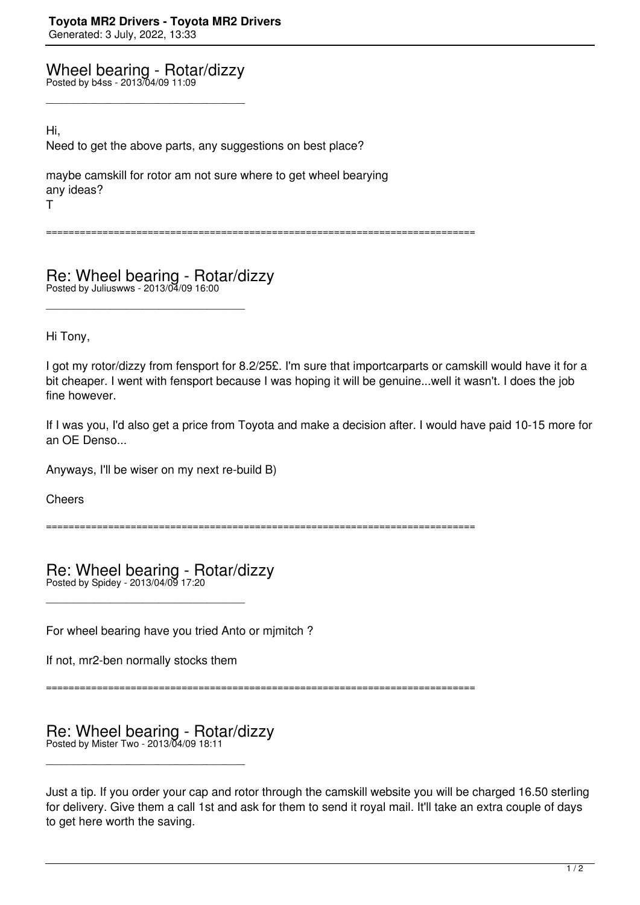# Toyota MR2 Drivers - Toyota MR2 Drivers

Generated: 3 July, 2022, 13:33

## Wheel bearing - Rotar/dizzy

Posted by b4ss - 2013/04/09 11:09

_____________________________________

Hi,
Need to get the above parts, any suggestions on best place?

maybe camskill for rotor am not sure where to get wheel bearying
any ideas?
T

============================================================================

## Re: Wheel bearing - Rotar/dizzy

Posted by Juliuswws - 2013/04/09 16:00

_____________________________________

Hi Tony,

I got my rotor/dizzy from fensport for 8.2/25£. I'm sure that importcarparts or camskill would have it for a bit cheaper. I went with fensport because I was hoping it will be genuine...well it wasn't. I does the job fine however.

If I was you, I'd also get a price from Toyota and make a decision after. I would have paid 10-15 more for an OE Denso...

Anyways, I'll be wiser on my next re-build B)

Cheers

============================================================================

## Re: Wheel bearing - Rotar/dizzy

Posted by Spidey - 2013/04/09 17:20

_____________________________________

For wheel bearing have you tried Anto or mjmitch ?

If not, mr2-ben normally stocks them

============================================================================

## Re: Wheel bearing - Rotar/dizzy

Posted by Mister Two - 2013/04/09 18:11

_____________________________________

Just a tip. If you order your cap and rotor through the camskill website you will be charged 16.50 sterling for delivery. Give them a call 1st and ask for them to send it royal mail. It'll take an extra couple of days to get here worth the saving.